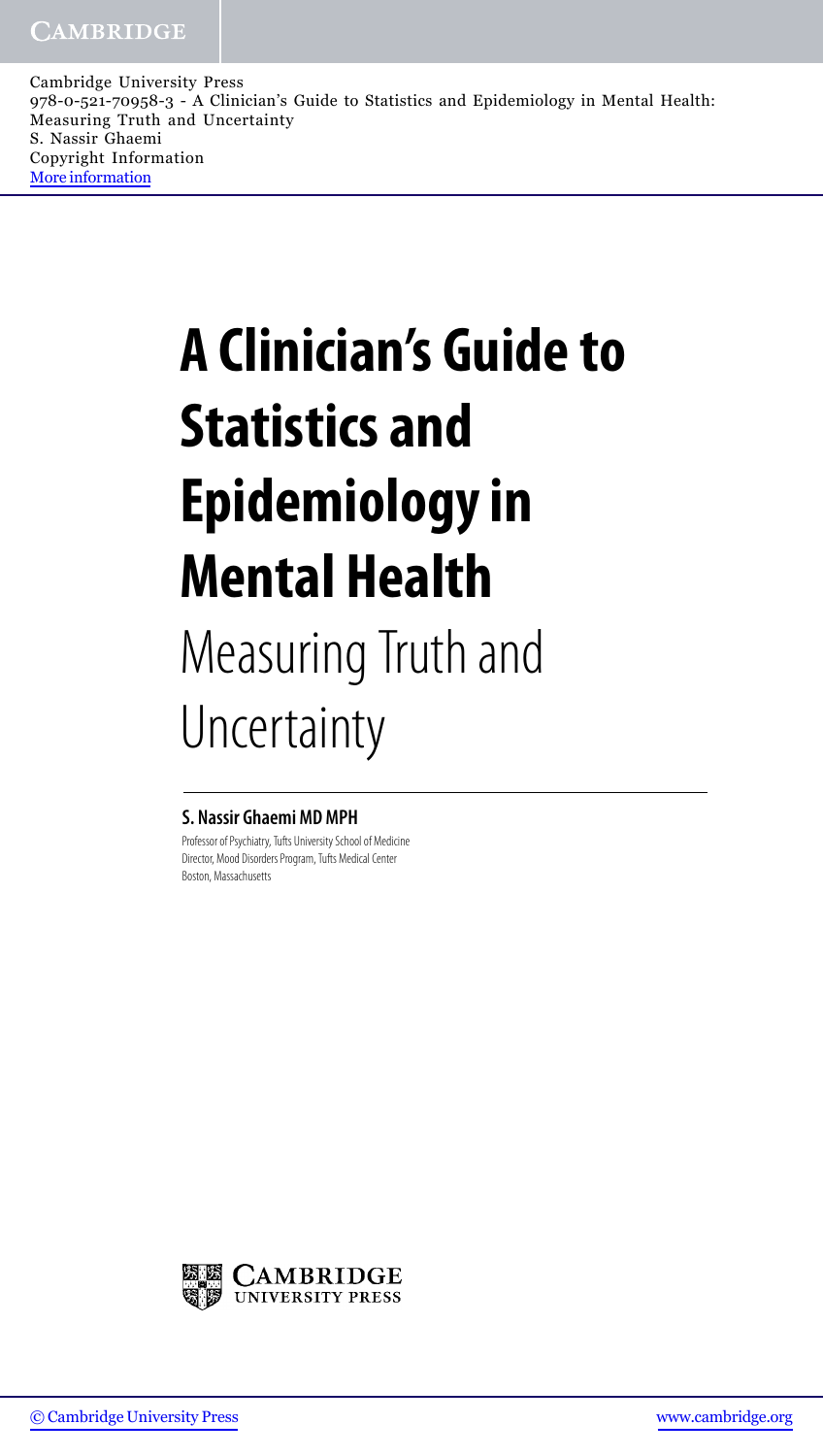Cambridge University Press
978-0-521-70958-3 - A Clinician's Guide to Statistics and Epidemiology in Mental Health: Measuring Truth and Uncertainty
S. Nassir Ghaemi
Copyright Information
More information

# A Clinician's Guide to Statistics and Epidemiology in Mental Health

## Measuring Truth and Uncertainty

**S. Nassir Ghaemi MD MPH**

Professor of Psychiatry, Tufts University School of Medicine
Director, Mood Disorders Program, Tufts Medical Center
Boston, Massachusetts

CAMBRIDGE
UNIVERSITY PRESS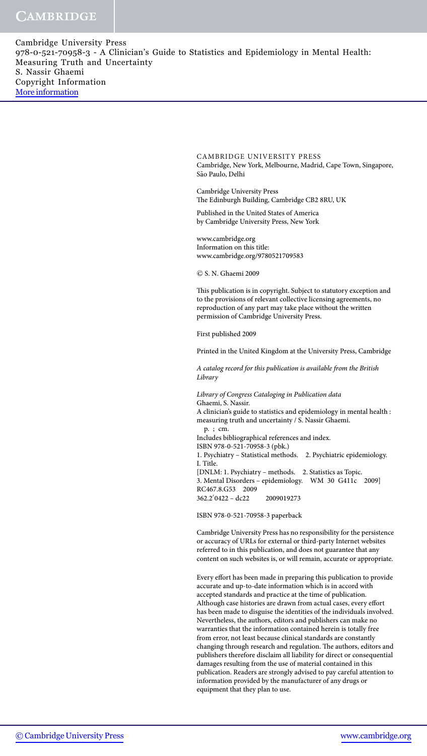CAMBRIDGE UNIVERSITY PRESS
Cambridge, New York, Melbourne, Madrid, Cape Town, Singapore, São Paulo, Delhi

Cambridge University Press
The Edinburgh Building, Cambridge CB2 8RU, UK

Published in the United States of America
by Cambridge University Press, New York

www.cambridge.org
Information on this title:
www.cambridge.org/9780521709583

© S. N. Ghaemi 2009

This publication is in copyright. Subject to statutory exception and to the provisions of relevant collective licensing agreements, no reproduction of any part may take place without the written permission of Cambridge University Press.

First published 2009

Printed in the United Kingdom at the University Press, Cambridge

*A catalog record for this publication is available from the British Library*

*Library of Congress Cataloging in Publication data*
Ghaemi, S. Nassir.
A clinician's guide to statistics and epidemiology in mental health : measuring truth and uncertainty / S. Nassir Ghaemi.
p. ; cm.
Includes bibliographical references and index.
ISBN 978-0-521-70958-3 (pbk.)
1. Psychiatry – Statistical methods. 2. Psychiatric epidemiology.
I. Title.
[DNLM: 1. Psychiatry – methods. 2. Statistics as Topic.
3. Mental Disorders – epidemiology. WM 30 G411c 2009]
RC467.8.G53 2009
362.2′0422 – dc22 2009019273

ISBN 978-0-521-70958-3 paperback

Cambridge University Press has no responsibility for the persistence or accuracy of URLs for external or third-party Internet websites referred to in this publication, and does not guarantee that any content on such websites is, or will remain, accurate or appropriate.

Every effort has been made in preparing this publication to provide accurate and up-to-date information which is in accord with accepted standards and practice at the time of publication. Although case histories are drawn from actual cases, every effort has been made to disguise the identities of the individuals involved. Nevertheless, the authors, editors and publishers can make no warranties that the information contained herein is totally free from error, not least because clinical standards are constantly changing through research and regulation. The authors, editors and publishers therefore disclaim all liability for direct or consequential damages resulting from the use of material contained in this publication. Readers are strongly advised to pay careful attention to information provided by the manufacturer of any drugs or equipment that they plan to use.